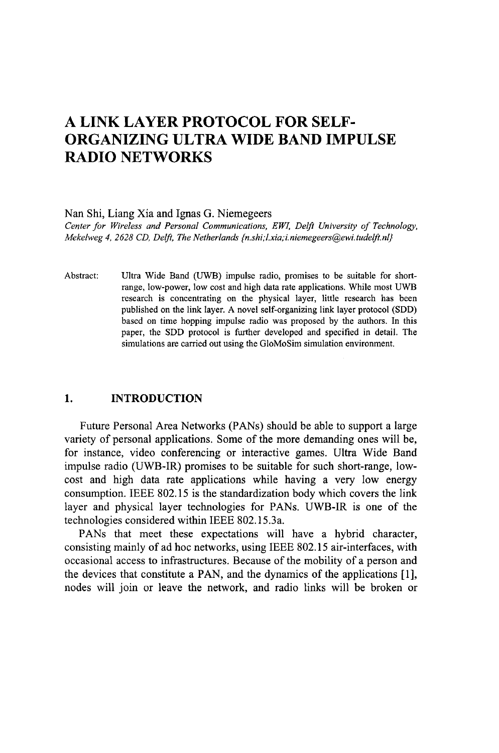# A LINK LAYER PROTOCOL FOR SELF-ORGANIZING ULTRA WIDE BAND IMPULSE RADIO NETWORKS

Nan Shi, Liang Xia and Ignas G. Niemegeers

*Center for Wireless and Personal Communications, EWI, Delft University of Technology, Mekelweg 4, 2628 CD, Delft, The Netherlands {n.shi;l.xia;i.niemegeers@ewi.tudelft.nl}*

Abstract: Ultra Wide Band (UWB) impulse radio, promises to be suitable for short-range, low-power, low cost and high data rate applications. While most UWB research is concentrating on the physical layer, little research has been published on the link layer. A novel self-organizing link layer protocol (SDD) based on time hopping impulse radio was proposed by the authors. In this paper, the SDD protocol is further developed and specified in detail. The simulations are carried out using the GloMoSim simulation environment.

## 1. INTRODUCTION

Future Personal Area Networks (PANs) should be able to support a large variety of personal applications. Some of the more demanding ones will be, for instance, video conferencing or interactive games. Ultra Wide Band impulse radio (UWB-IR) promises to be suitable for such short-range, low-cost and high data rate applications while having a very low energy consumption. IEEE 802.15 is the standardization body which covers the link layer and physical layer technologies for PANs. UWB-IR is one of the technologies considered within IEEE 802.15.3a.

PANs that meet these expectations will have a hybrid character, consisting mainly of ad hoc networks, using IEEE 802.15 air-interfaces, with occasional access to infrastructures. Because of the mobility of a person and the devices that constitute a PAN, and the dynamics of the applications [1], nodes will join or leave the network, and radio links will be broken or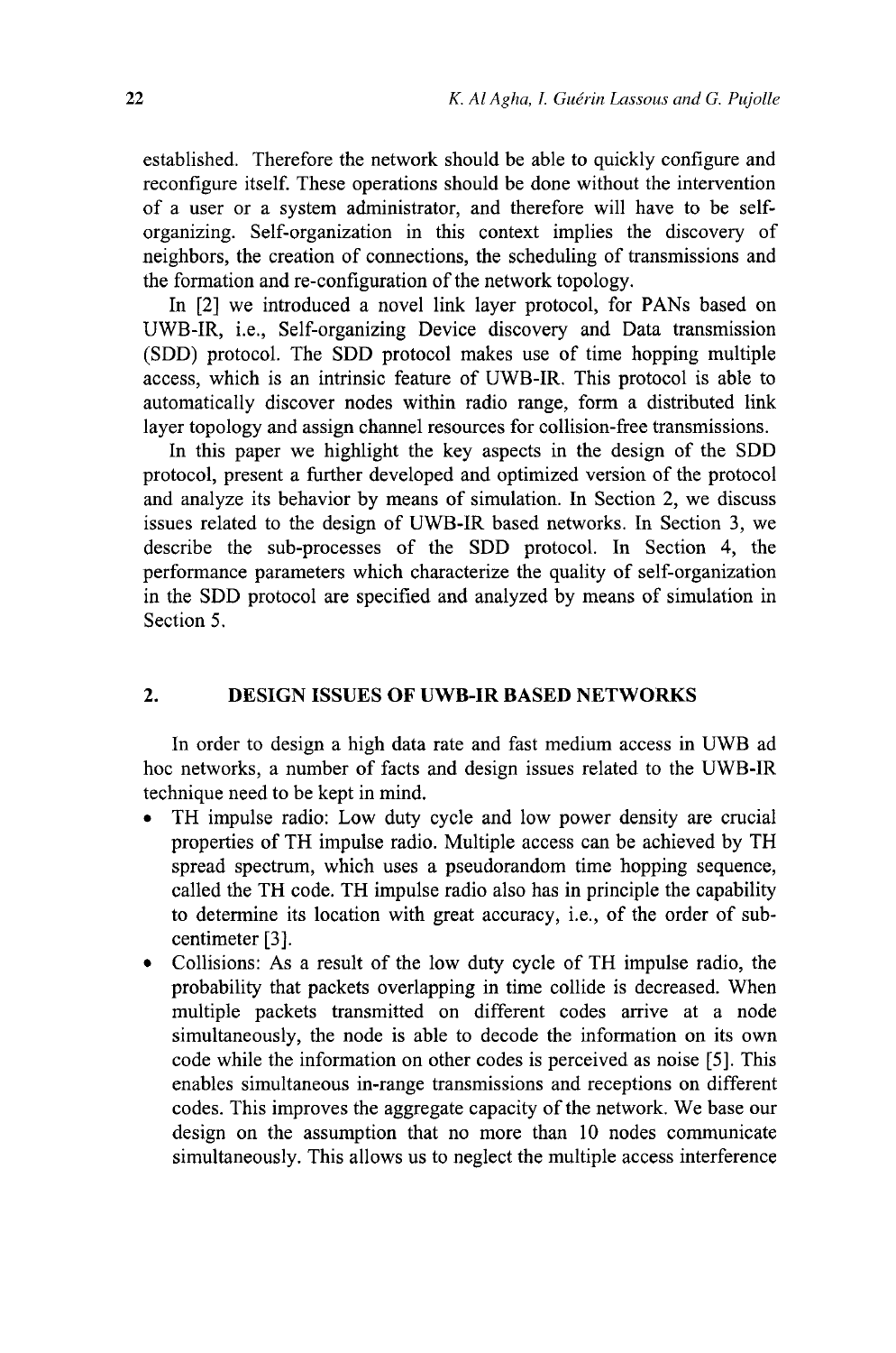established. Therefore the network should be able to quickly configure and reconfigure itself. These operations should be done without the intervention of a user or a system administrator, and therefore will have to be self-organizing. Self-organization in this context implies the discovery of neighbors, the creation of connections, the scheduling of transmissions and the formation and re-configuration of the network topology.

In [2] we introduced a novel link layer protocol, for PANs based on UWB-IR, i.e., Self-organizing Device discovery and Data transmission (SDD) protocol. The SDD protocol makes use of time hopping multiple access, which is an intrinsic feature of UWB-IR. This protocol is able to automatically discover nodes within radio range, form a distributed link layer topology and assign channel resources for collision-free transmissions.

In this paper we highlight the key aspects in the design of the SDD protocol, present a further developed and optimized version of the protocol and analyze its behavior by means of simulation. In Section 2, we discuss issues related to the design of UWB-IR based networks. In Section 3, we describe the sub-processes of the SDD protocol. In Section 4, the performance parameters which characterize the quality of self-organization in the SDD protocol are specified and analyzed by means of simulation in Section 5.

## 2. DESIGN ISSUES OF UWB-IR BASED NETWORKS

In order to design a high data rate and fast medium access in UWB ad hoc networks, a number of facts and design issues related to the UWB-IR technique need to be kept in mind.

- TH impulse radio: Low duty cycle and low power density are crucial properties of TH impulse radio. Multiple access can be achieved by TH spread spectrum, which uses a pseudorandom time hopping sequence, called the TH code. TH impulse radio also has in principle the capability to determine its location with great accuracy, i.e., of the order of sub-centimeter [3].
- Collisions: As a result of the low duty cycle of TH impulse radio, the probability that packets overlapping in time collide is decreased. When multiple packets transmitted on different codes arrive at a node simultaneously, the node is able to decode the information on its own code while the information on other codes is perceived as noise [5]. This enables simultaneous in-range transmissions and receptions on different codes. This improves the aggregate capacity of the network. We base our design on the assumption that no more than 10 nodes communicate simultaneously. This allows us to neglect the multiple access interference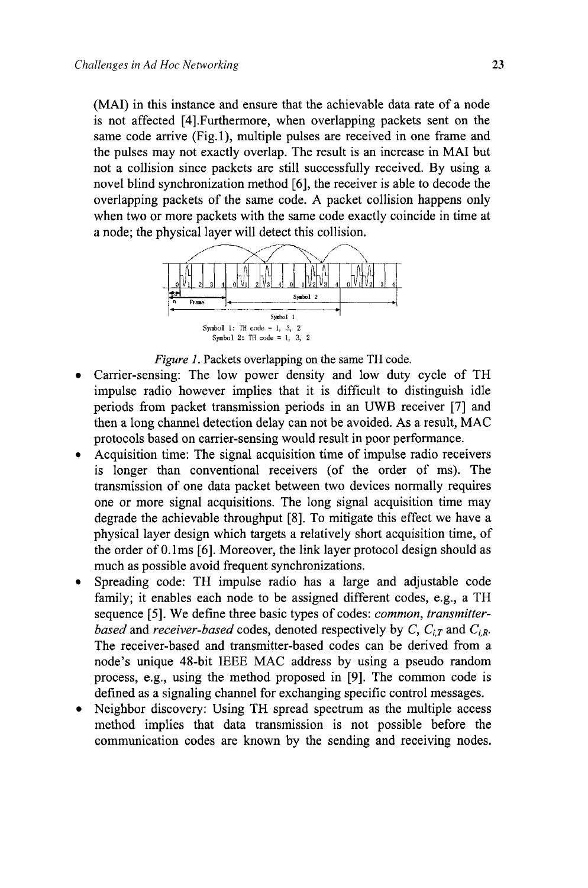(MAI) in this instance and ensure that the achievable data rate of a node is not affected [4].Furthermore, when overlapping packets sent on the same code arrive (Fig.1), multiple pulses are received in one frame and the pulses may not exactly overlap. The result is an increase in MAI but not a collision since packets are still successfully received. By using a novel blind synchronization method [6], the receiver is able to decode the overlapping packets of the same code. A packet collision happens only when two or more packets with the same code exactly coincide in time at a node; the physical layer will detect this collision.

*Figure 1.* Packets overlapping on the same TH code.

- Carrier-sensing: The low power density and low duty cycle of TH impulse radio however implies that it is difficult to distinguish idle periods from packet transmission periods in an UWB receiver [7] and then a long channel detection delay can not be avoided. As a result, MAC protocols based on carrier-sensing would result in poor performance.
- Acquisition time: The signal acquisition time of impulse radio receivers is longer than conventional receivers (of the order of ms). The transmission of one data packet between two devices normally requires one or more signal acquisitions. The long signal acquisition time may degrade the achievable throughput [8]. To mitigate this effect we have a physical layer design which targets a relatively short acquisition time, of the order of 0.1ms [6]. Moreover, the link layer protocol design should as much as possible avoid frequent synchronizations.
- Spreading code: TH impulse radio has a large and adjustable code family; it enables each node to be assigned different codes, e.g., a TH sequence [5]. We define three basic types of codes: *common*, *transmitter-based* and *receiver-based* codes, denoted respectively by $C$, $C_{i,T}$ and $C_{i,R}$. The receiver-based and transmitter-based codes can be derived from a node's unique 48-bit IEEE MAC address by using a pseudo random process, e.g., using the method proposed in [9]. The common code is defined as a signaling channel for exchanging specific control messages.
- Neighbor discovery: Using TH spread spectrum as the multiple access method implies that data transmission is not possible before the communication codes are known by the sending and receiving nodes.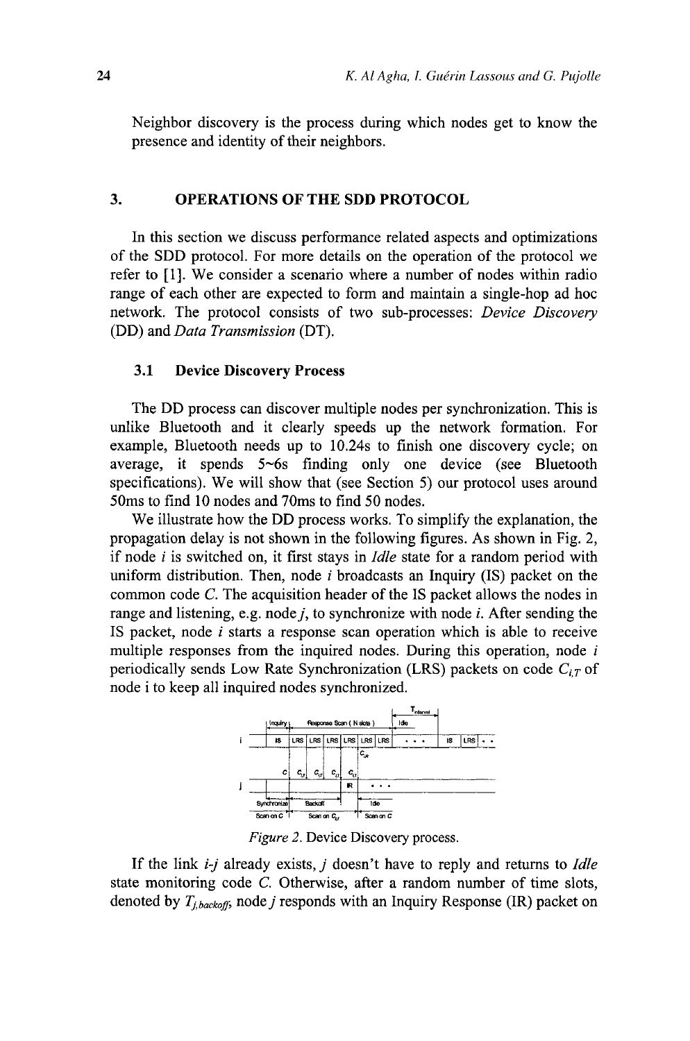Neighbor discovery is the process during which nodes get to know the presence and identity of their neighbors.

## 3. OPERATIONS OF THE SDD PROTOCOL

In this section we discuss performance related aspects and optimizations of the SDD protocol. For more details on the operation of the protocol we refer to [1]. We consider a scenario where a number of nodes within radio range of each other are expected to form and maintain a single-hop ad hoc network. The protocol consists of two sub-processes: *Device Discovery* (DD) and *Data Transmission* (DT).

### 3.1 Device Discovery Process

The DD process can discover multiple nodes per synchronization. This is unlike Bluetooth and it clearly speeds up the network formation. For example, Bluetooth needs up to 10.24s to finish one discovery cycle; on average, it spends 5~6s finding only one device (see Bluetooth specifications). We will show that (see Section 5) our protocol uses around 50ms to find 10 nodes and 70ms to find 50 nodes.

We illustrate how the DD process works. To simplify the explanation, the propagation delay is not shown in the following figures. As shown in Fig. 2, if node *i* is switched on, it first stays in *Idle* state for a random period with uniform distribution. Then, node *i* broadcasts an Inquiry (IS) packet on the common code *C*. The acquisition header of the IS packet allows the nodes in range and listening, e.g. node *j*, to synchronize with node *i*. After sending the IS packet, node *i* starts a response scan operation which is able to receive multiple responses from the inquired nodes. During this operation, node *i* periodically sends Low Rate Synchronization (LRS) packets on code $C_{i,T}$ of node i to keep all inquired nodes synchronized.

*Figure 2.* Device Discovery process.

If the link *i-j* already exists, *j* doesn't have to reply and returns to *Idle* state monitoring code *C*. Otherwise, after a random number of time slots, denoted by $T_{j,backoff}$, node *j* responds with an Inquiry Response (IR) packet on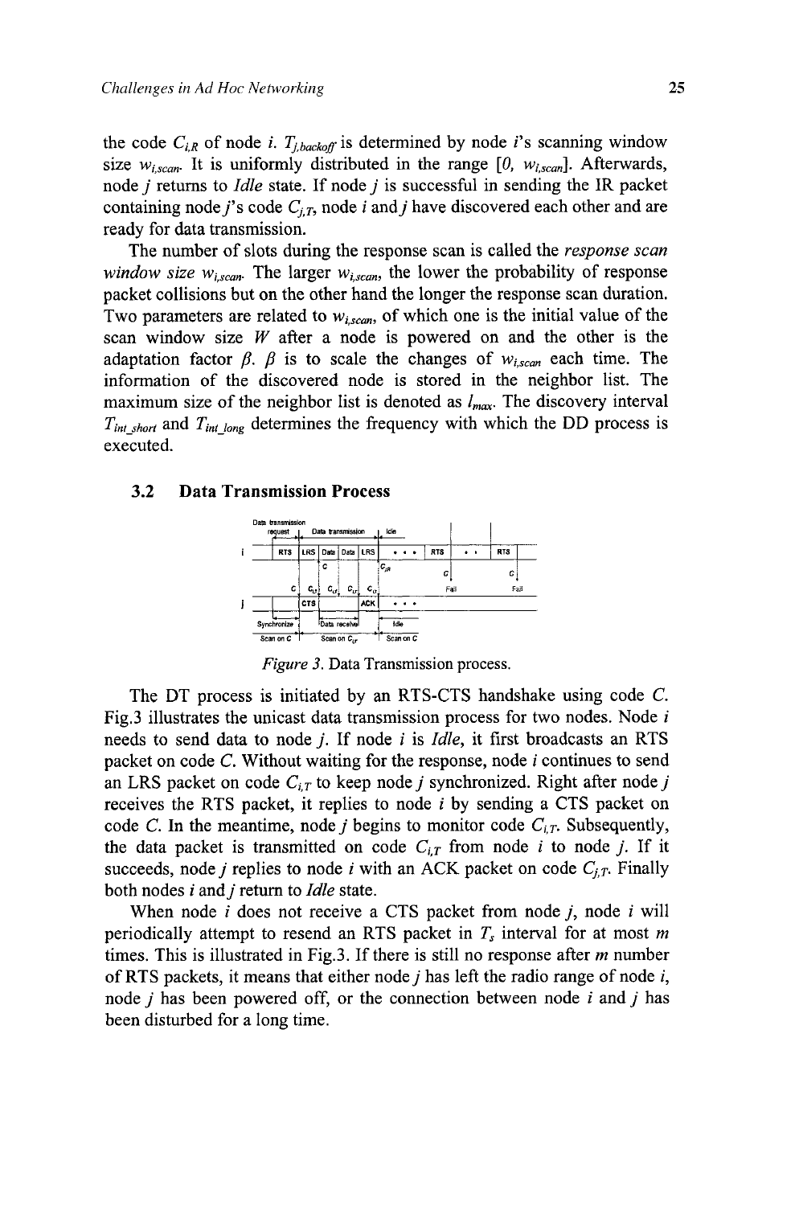the code $C_{i,R}$ of node $i$. $T_{j,backoff}$ is determined by node $i$'s scanning window size $w_{i,scan}$. It is uniformly distributed in the range $[0, w_{i,scan}]$. Afterwards, node $j$ returns to *Idle* state. If node $j$ is successful in sending the IR packet containing node $j$'s code $C_{j,T}$, node $i$ and $j$ have discovered each other and are ready for data transmission.

The number of slots during the response scan is called the *response scan window size* $w_{i,scan}$. The larger $w_{i,scan}$, the lower the probability of response packet collisions but on the other hand the longer the response scan duration. Two parameters are related to $w_{i,scan}$, of which one is the initial value of the scan window size $W$ after a node is powered on and the other is the adaptation factor $\beta$. $\beta$ is to scale the changes of $w_{i,scan}$ each time. The information of the discovered node is stored in the neighbor list. The maximum size of the neighbor list is denoted as $l_{max}$. The discovery interval $T_{int\_short}$ and $T_{int\_long}$ determines the frequency with which the DD process is executed.

### 3.2 Data Transmission Process

*Figure 3.* Data Transmission process.

The DT process is initiated by an RTS-CTS handshake using code $C$. Fig.3 illustrates the unicast data transmission process for two nodes. Node $i$ needs to send data to node $j$. If node $i$ is *Idle*, it first broadcasts an RTS packet on code $C$. Without waiting for the response, node $i$ continues to send an LRS packet on code $C_{i,T}$ to keep node $j$ synchronized. Right after node $j$ receives the RTS packet, it replies to node $i$ by sending a CTS packet on code $C$. In the meantime, node $j$ begins to monitor code $C_{i,T}$. Subsequently, the data packet is transmitted on code $C_{i,T}$ from node $i$ to node $j$. If it succeeds, node $j$ replies to node $i$ with an ACK packet on code $C_{j,T}$. Finally both nodes $i$ and $j$ return to *Idle* state.

When node $i$ does not receive a CTS packet from node $j$, node $i$ will periodically attempt to resend an RTS packet in $T_s$ interval for at most $m$ times. This is illustrated in Fig.3. If there is still no response after $m$ number of RTS packets, it means that either node $j$ has left the radio range of node $i$, node $j$ has been powered off, or the connection between node $i$ and $j$ has been disturbed for a long time.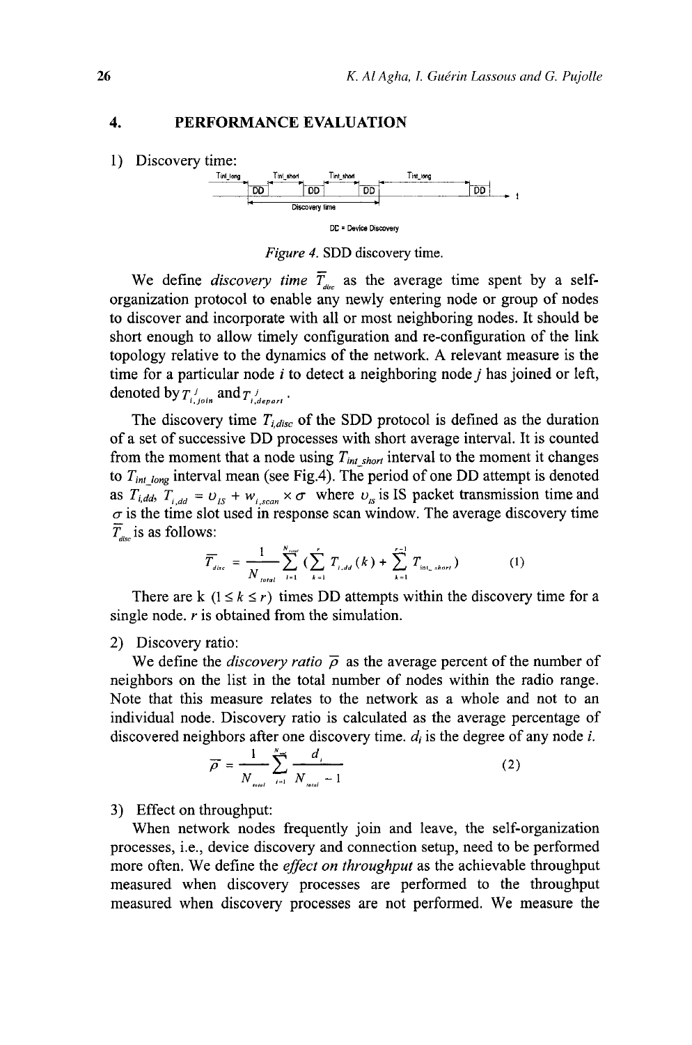## 4. PERFORMANCE EVALUATION

1) Discovery time:

Figure 4. SDD discovery time.

We define *discovery time* $\overline{T}_{disc}$ as the average time spent by a self-organization protocol to enable any newly entering node or group of nodes to discover and incorporate with all or most neighboring nodes. It should be short enough to allow timely configuration and re-configuration of the link topology relative to the dynamics of the network. A relevant measure is the time for a particular node $i$ to detect a neighboring node $j$ has joined or left, denoted by $T^{j}_{i,join}$ and $T^{j}_{i,depart}$.

The discovery time $T_{i,disc}$ of the SDD protocol is defined as the duration of a set of successive DD processes with short average interval. It is counted from the moment that a node using $T_{int\_short}$ interval to the moment it changes to $T_{int\_long}$ interval mean (see Fig.4). The period of one DD attempt is denoted as $T_{i,dd}$, $T_{i,dd} = \upsilon_{IS} + w_{i,scan} \times \sigma$ where $\upsilon_{IS}$ is IS packet transmission time and $\sigma$ is the time slot used in response scan window. The average discovery time $\overline{T}_{disc}$ is as follows:

$$\overline{T}_{disc} = \frac{1}{N_{total}} \sum_{i=1}^{N_{total}} \left( \sum_{k=1}^{r} T_{i,dd}(k) + \sum_{k=1}^{r-1} T_{int\_short} \right) \qquad (1)$$

There are k ($1 \leq k \leq r$) times DD attempts within the discovery time for a single node. $r$ is obtained from the simulation.

2) Discovery ratio:

We define the *discovery ratio* $\overline{\rho}$ as the average percent of the number of neighbors on the list in the total number of nodes within the radio range. Note that this measure relates to the network as a whole and not to an individual node. Discovery ratio is calculated as the average percentage of discovered neighbors after one discovery time. $d_i$ is the degree of any node $i$.

$$\overline{\rho} = \frac{1}{N_{total}} \sum_{i=1}^{N_{total}} \frac{d_i}{N_{total} - 1} \qquad (2)$$

3) Effect on throughput:

When network nodes frequently join and leave, the self-organization processes, i.e., device discovery and connection setup, need to be performed more often. We define the *effect on throughput* as the achievable throughput measured when discovery processes are performed to the throughput measured when discovery processes are not performed. We measure the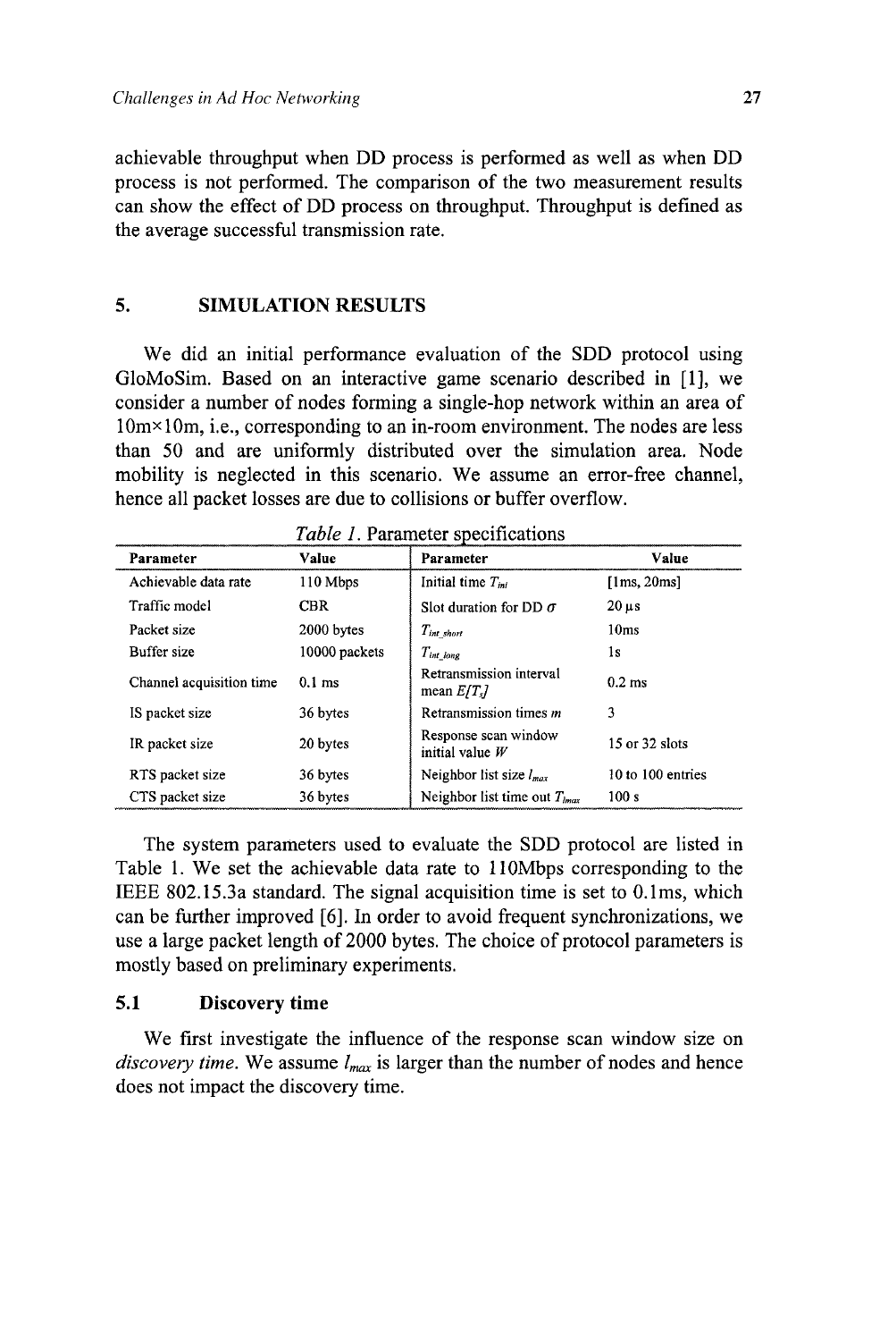achievable throughput when DD process is performed as well as when DD process is not performed. The comparison of the two measurement results can show the effect of DD process on throughput. Throughput is defined as the average successful transmission rate.

## 5. SIMULATION RESULTS

We did an initial performance evaluation of the SDD protocol using GloMoSim. Based on an interactive game scenario described in [1], we consider a number of nodes forming a single-hop network within an area of 10m×10m, i.e., corresponding to an in-room environment. The nodes are less than 50 and are uniformly distributed over the simulation area. Node mobility is neglected in this scenario. We assume an error-free channel, hence all packet losses are due to collisions or buffer overflow.

*Table 1.* Parameter specifications

| Parameter | Value | Parameter | Value |
|---|---|---|---|
| Achievable data rate | 110 Mbps | Initial time $T_{ini}$ | [1ms, 20ms] |
| Traffic model | CBR | Slot duration for DD $\sigma$ | 20 μs |
| Packet size | 2000 bytes | $T_{int\_short}$ | 10ms |
| Buffer size | 10000 packets | $T_{int\_long}$ | 1s |
| Channel acquisition time | 0.1 ms | Retransmission interval mean $E[T_r]$ | 0.2 ms |
| IS packet size | 36 bytes | Retransmission times $m$ | 3 |
| IR packet size | 20 bytes | Response scan window initial value $W$ | 15 or 32 slots |
| RTS packet size | 36 bytes | Neighbor list size $l_{max}$ | 10 to 100 entries |
| CTS packet size | 36 bytes | Neighbor list time out $T_{lmax}$ | 100 s |

The system parameters used to evaluate the SDD protocol are listed in Table 1. We set the achievable data rate to 110Mbps corresponding to the IEEE 802.15.3a standard. The signal acquisition time is set to 0.1ms, which can be further improved [6]. In order to avoid frequent synchronizations, we use a large packet length of 2000 bytes. The choice of protocol parameters is mostly based on preliminary experiments.

### 5.1 Discovery time

We first investigate the influence of the response scan window size on *discovery time*. We assume $l_{max}$ is larger than the number of nodes and hence does not impact the discovery time.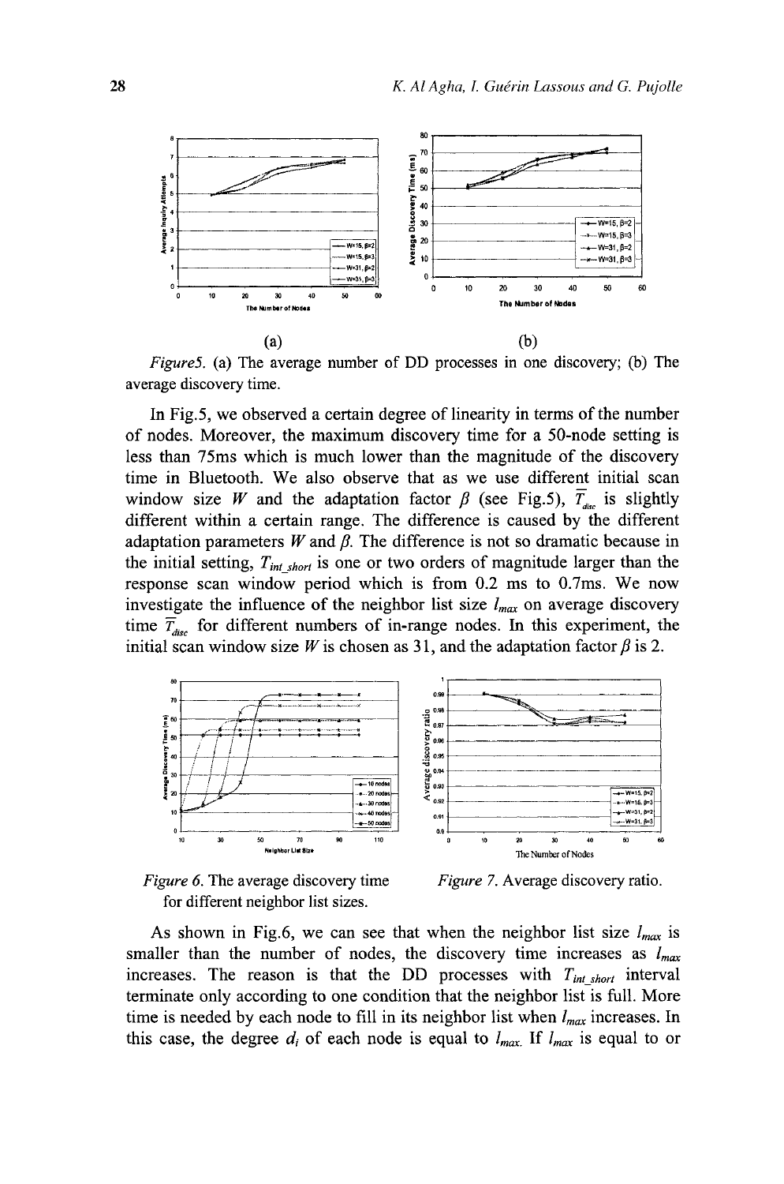(a) (b)

*Figure5.* (a) The average number of DD processes in one discovery; (b) The average discovery time.

In Fig.5, we observed a certain degree of linearity in terms of the number of nodes. Moreover, the maximum discovery time for a 50-node setting is less than 75ms which is much lower than the magnitude of the discovery time in Bluetooth. We also observe that as we use different initial scan window size $W$ and the adaptation factor $\beta$ (see Fig.5), $\overline{T}_{disc}$ is slightly different within a certain range. The difference is caused by the different adaptation parameters $W$ and $\beta$. The difference is not so dramatic because in the initial setting, $T_{int\_short}$ is one or two orders of magnitude larger than the response scan window period which is from 0.2 ms to 0.7ms. We now investigate the influence of the neighbor list size $l_{max}$ on average discovery time $\overline{T}_{disc}$ for different numbers of in-range nodes. In this experiment, the initial scan window size $W$ is chosen as 31, and the adaptation factor $\beta$ is 2.

*Figure 6.* The average discovery time for different neighbor list sizes.

*Figure 7.* Average discovery ratio.

As shown in Fig.6, we can see that when the neighbor list size $l_{max}$ is smaller than the number of nodes, the discovery time increases as $l_{max}$ increases. The reason is that the DD processes with $T_{int\_short}$ interval terminate only according to one condition that the neighbor list is full. More time is needed by each node to fill in its neighbor list when $l_{max}$ increases. In this case, the degree $d_i$ of each node is equal to $l_{max}$. If $l_{max}$ is equal to or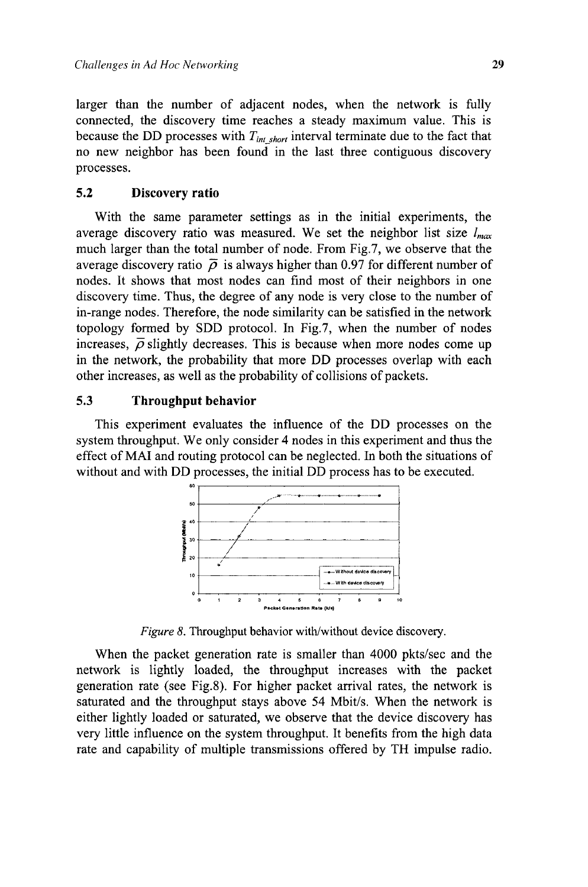larger than the number of adjacent nodes, when the network is fully connected, the discovery time reaches a steady maximum value. This is because the DD processes with $T_{int\_short}$ interval terminate due to the fact that no new neighbor has been found in the last three contiguous discovery processes.

## 5.2 Discovery ratio

With the same parameter settings as in the initial experiments, the average discovery ratio was measured. We set the neighbor list size $l_{max}$ much larger than the total number of node. From Fig.7, we observe that the average discovery ratio $\bar{\rho}$ is always higher than 0.97 for different number of nodes. It shows that most nodes can find most of their neighbors in one discovery time. Thus, the degree of any node is very close to the number of in-range nodes. Therefore, the node similarity can be satisfied in the network topology formed by SDD protocol. In Fig.7, when the number of nodes increases, $\bar{\rho}$ slightly decreases. This is because when more nodes come up in the network, the probability that more DD processes overlap with each other increases, as well as the probability of collisions of packets.

## 5.3 Throughput behavior

This experiment evaluates the influence of the DD processes on the system throughput. We only consider 4 nodes in this experiment and thus the effect of MAI and routing protocol can be neglected. In both the situations of without and with DD processes, the initial DD process has to be executed.

*Figure 8.* Throughput behavior with/without device discovery.

When the packet generation rate is smaller than 4000 pkts/sec and the network is lightly loaded, the throughput increases with the packet generation rate (see Fig.8). For higher packet arrival rates, the network is saturated and the throughput stays above 54 Mbit/s. When the network is either lightly loaded or saturated, we observe that the device discovery has very little influence on the system throughput. It benefits from the high data rate and capability of multiple transmissions offered by TH impulse radio.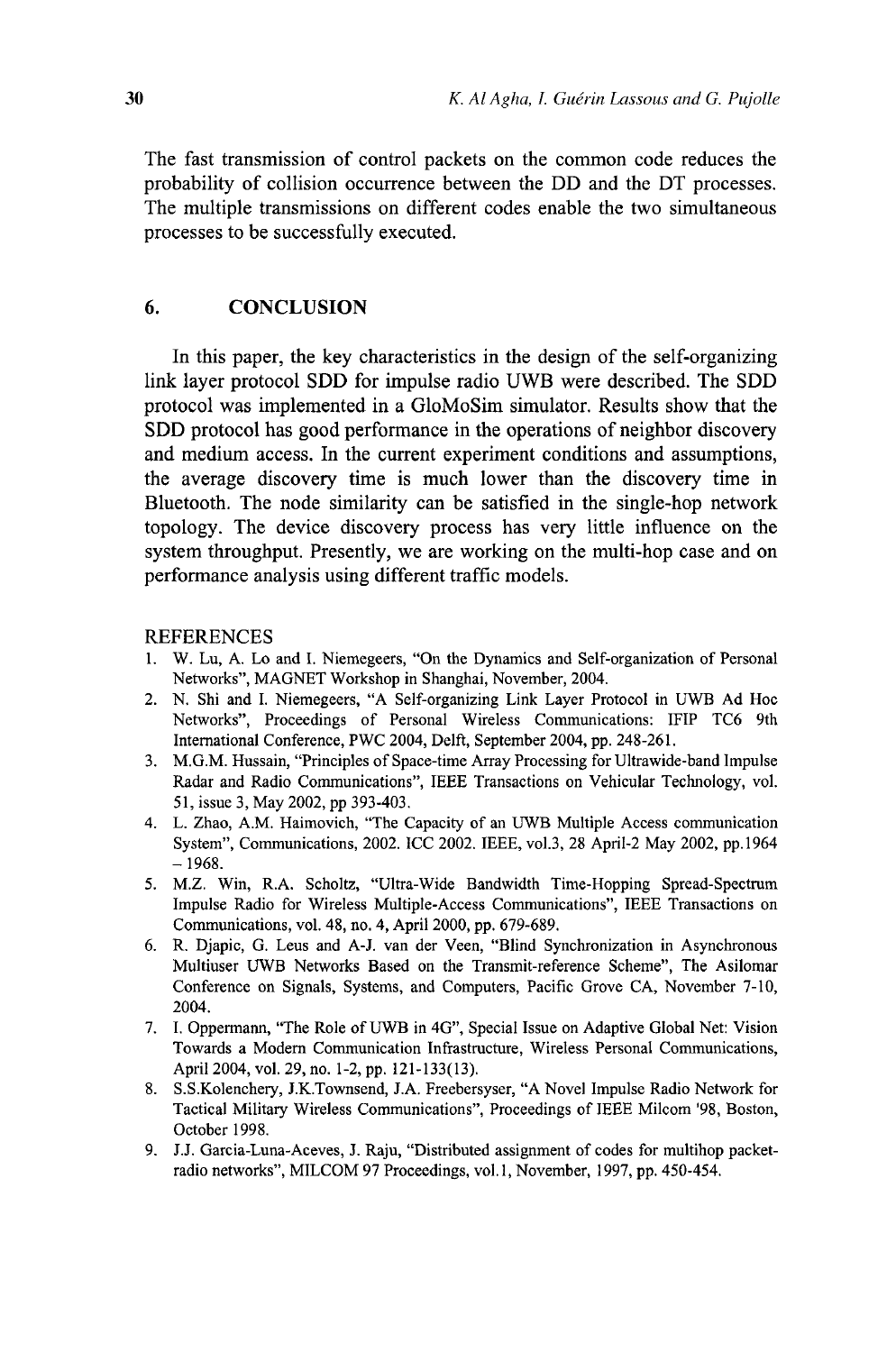The fast transmission of control packets on the common code reduces the probability of collision occurrence between the DD and the DT processes. The multiple transmissions on different codes enable the two simultaneous processes to be successfully executed.

## 6. CONCLUSION

In this paper, the key characteristics in the design of the self-organizing link layer protocol SDD for impulse radio UWB were described. The SDD protocol was implemented in a GloMoSim simulator. Results show that the SDD protocol has good performance in the operations of neighbor discovery and medium access. In the current experiment conditions and assumptions, the average discovery time is much lower than the discovery time in Bluetooth. The node similarity can be satisfied in the single-hop network topology. The device discovery process has very little influence on the system throughput. Presently, we are working on the multi-hop case and on performance analysis using different traffic models.

## REFERENCES

1. W. Lu, A. Lo and I. Niemegeers, "On the Dynamics and Self-organization of Personal Networks", MAGNET Workshop in Shanghai, November, 2004.
2. N. Shi and I. Niemegeers, "A Self-organizing Link Layer Protocol in UWB Ad Hoc Networks", Proceedings of Personal Wireless Communications: IFIP TC6 9th International Conference, PWC 2004, Delft, September 2004, pp. 248-261.
3. M.G.M. Hussain, "Principles of Space-time Array Processing for Ultrawide-band Impulse Radar and Radio Communications", IEEE Transactions on Vehicular Technology, vol. 51, issue 3, May 2002, pp 393-403.
4. L. Zhao, A.M. Haimovich, "The Capacity of an UWB Multiple Access communication System", Communications, 2002. ICC 2002. IEEE, vol.3, 28 April-2 May 2002, pp.1964 – 1968.
5. M.Z. Win, R.A. Scholtz, "Ultra-Wide Bandwidth Time-Hopping Spread-Spectrum Impulse Radio for Wireless Multiple-Access Communications", IEEE Transactions on Communications, vol. 48, no. 4, April 2000, pp. 679-689.
6. R. Djapic, G. Leus and A-J. van der Veen, "Blind Synchronization in Asynchronous Multiuser UWB Networks Based on the Transmit-reference Scheme", The Asilomar Conference on Signals, Systems, and Computers, Pacific Grove CA, November 7-10, 2004.
7. I. Oppermann, "The Role of UWB in 4G", Special Issue on Adaptive Global Net: Vision Towards a Modern Communication Infrastructure, Wireless Personal Communications, April 2004, vol. 29, no. 1-2, pp. 121-133(13).
8. S.S.Kolenchery, J.K.Townsend, J.A. Freebersyser, "A Novel Impulse Radio Network for Tactical Military Wireless Communications", Proceedings of IEEE Milcom '98, Boston, October 1998.
9. J.J. Garcia-Luna-Aceves, J. Raju, "Distributed assignment of codes for multihop packet-radio networks", MILCOM 97 Proceedings, vol.1, November, 1997, pp. 450-454.